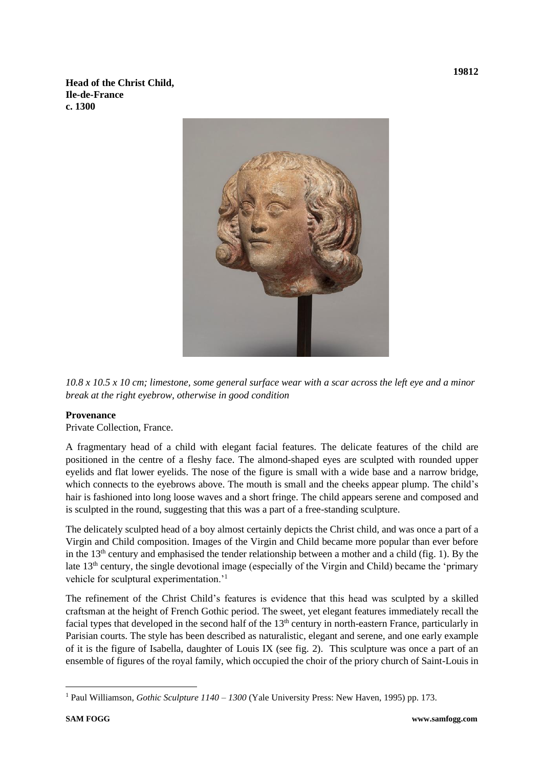**Head of the Christ Child,**
**Ile-de-France**
**c. 1300**

19812

*10.8 x 10.5 x 10 cm; limestone, some general surface wear with a scar across the left eye and a minor break at the right eyebrow, otherwise in good condition*

**Provenance**

Private Collection, France.

A fragmentary head of a child with elegant facial features. The delicate features of the child are positioned in the centre of a fleshy face. The almond-shaped eyes are sculpted with rounded upper eyelids and flat lower eyelids. The nose of the figure is small with a wide base and a narrow bridge, which connects to the eyebrows above. The mouth is small and the cheeks appear plump. The child's hair is fashioned into long loose waves and a short fringe. The child appears serene and composed and is sculpted in the round, suggesting that this was a part of a free-standing sculpture.

The delicately sculpted head of a boy almost certainly depicts the Christ child, and was once a part of a Virgin and Child composition. Images of the Virgin and Child became more popular than ever before in the 13th century and emphasised the tender relationship between a mother and a child (fig. 1). By the late 13th century, the single devotional image (especially of the Virgin and Child) became the 'primary vehicle for sculptural experimentation.'[1]

The refinement of the Christ Child's features is evidence that this head was sculpted by a skilled craftsman at the height of French Gothic period. The sweet, yet elegant features immediately recall the facial types that developed in the second half of the 13th century in north-eastern France, particularly in Parisian courts. The style has been described as naturalistic, elegant and serene, and one early example of it is the figure of Isabella, daughter of Louis IX (see fig. 2). This sculpture was once a part of an ensemble of figures of the royal family, which occupied the choir of the priory church of Saint-Louis in

[1] Paul Williamson, *Gothic Sculpture 1140 – 1300* (Yale University Press: New Haven, 1995) pp. 173.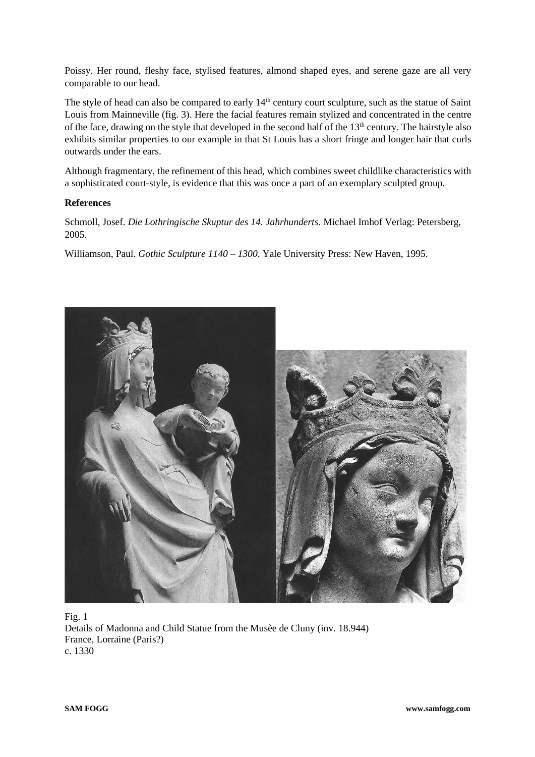Poissy. Her round, fleshy face, stylised features, almond shaped eyes, and serene gaze are all very comparable to our head.

The style of head can also be compared to early 14th century court sculpture, such as the statue of Saint Louis from Mainneville (fig. 3). Here the facial features remain stylized and concentrated in the centre of the face, drawing on the style that developed in the second half of the 13th century. The hairstyle also exhibits similar properties to our example in that St Louis has a short fringe and longer hair that curls outwards under the ears.

Although fragmentary, the refinement of this head, which combines sweet childlike characteristics with a sophisticated court-style, is evidence that this was once a part of an exemplary sculpted group.

**References**

Schmoll, Josef. *Die Lothringische Skuptur des 14. Jahrhunderts*. Michael Imhof Verlag: Petersberg, 2005.

Williamson, Paul. *Gothic Sculpture 1140 – 1300*. Yale University Press: New Haven, 1995.

Fig. 1
Details of Madonna and Child Statue from the Musèe de Cluny (inv. 18.944)
France, Lorraine (Paris?)
c. 1330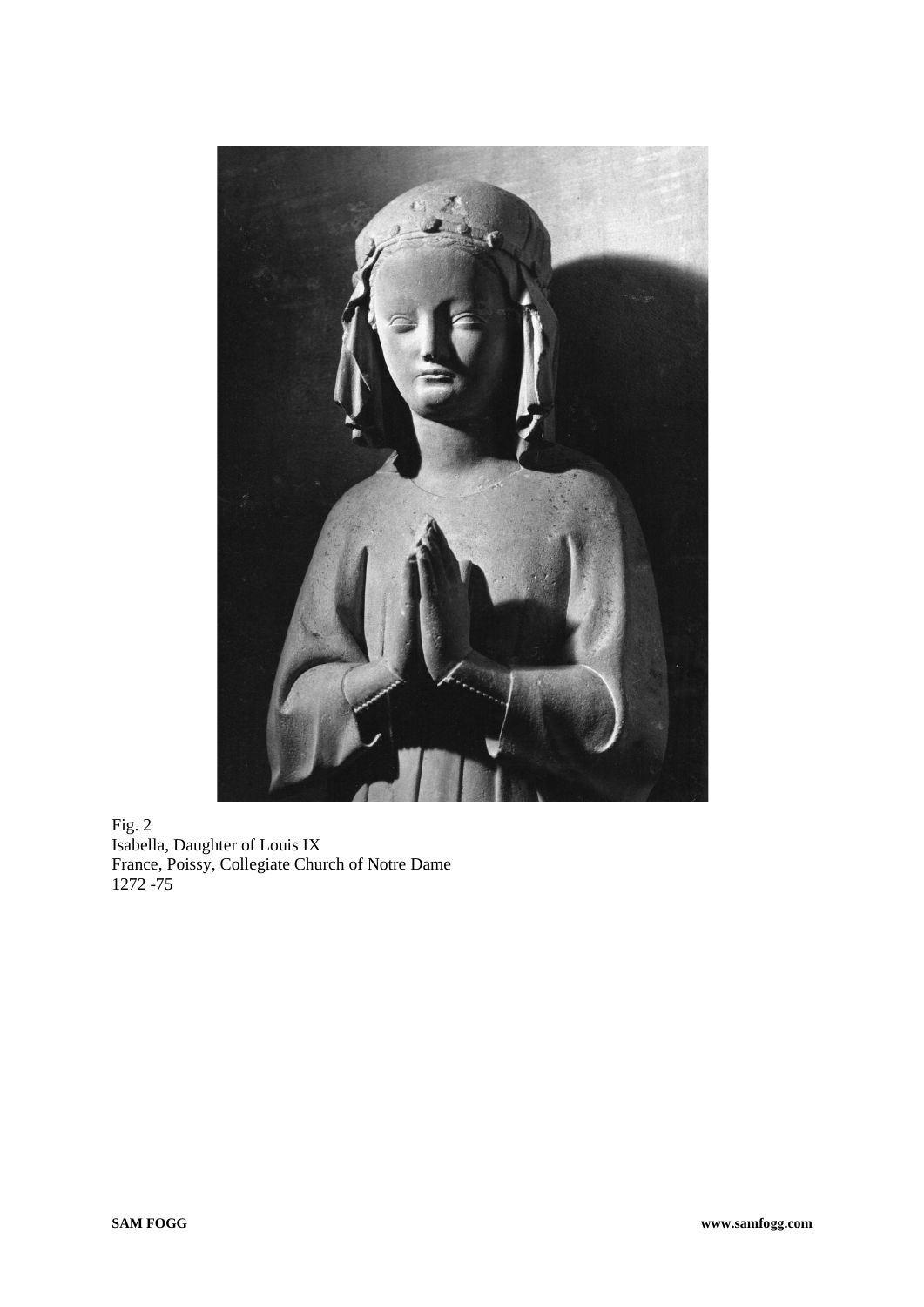Fig. 2
Isabella, Daughter of Louis IX
France, Poissy, Collegiate Church of Notre Dame
1272 -75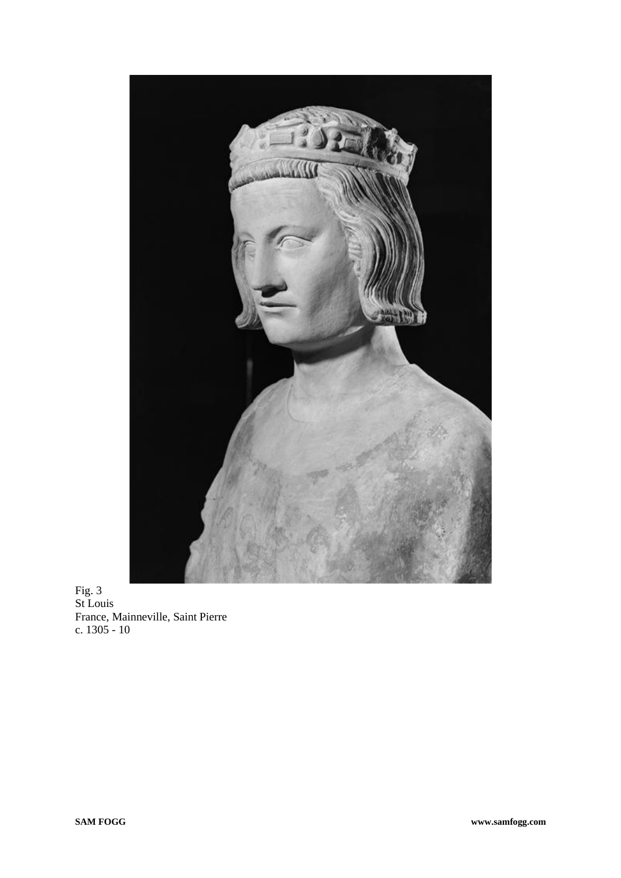Fig. 3
St Louis
France, Mainneville, Saint Pierre
c. 1305 - 10